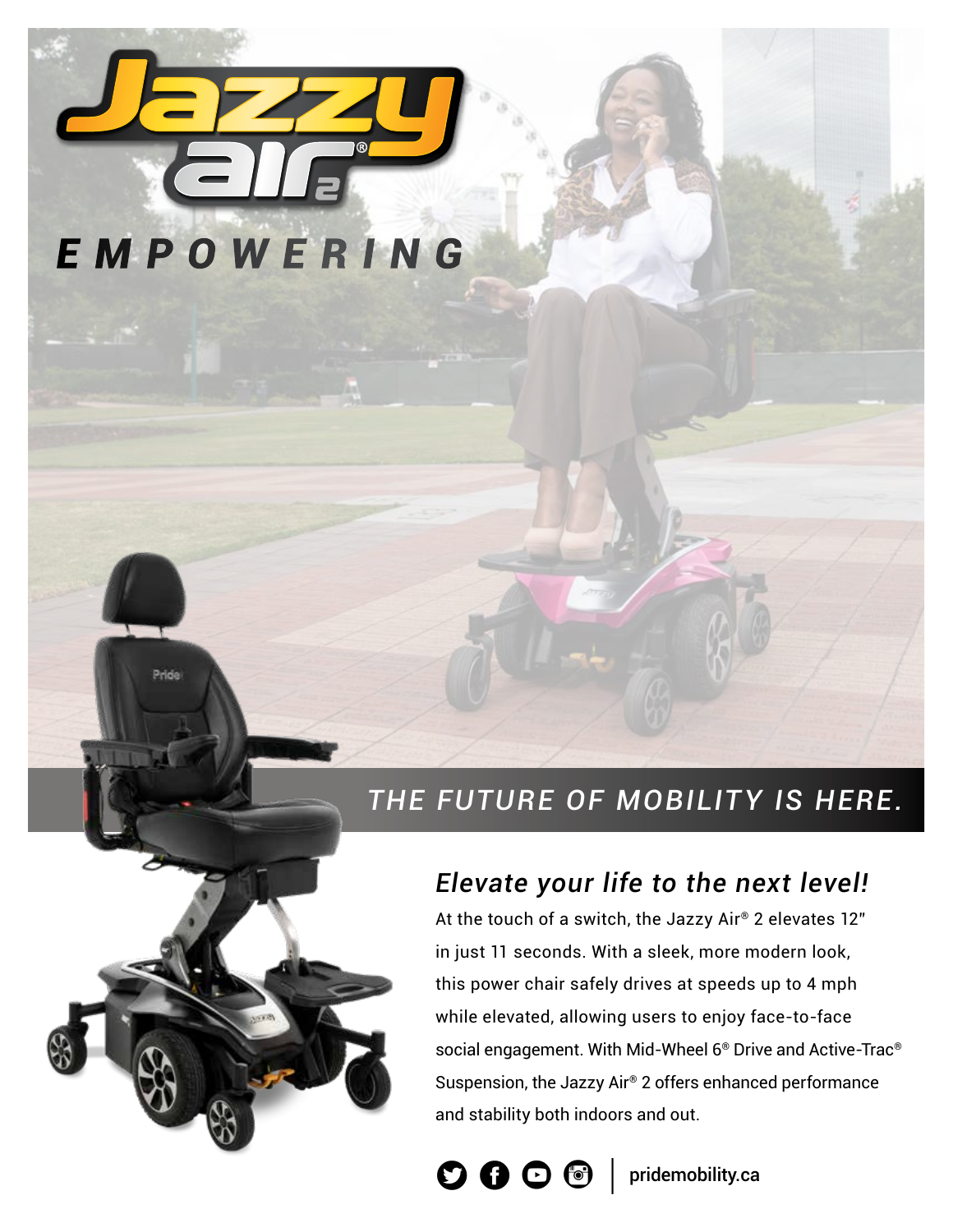# Jazzy Air® 2

## EMPOWERING

## THE FUTURE OF MOBILITY IS HERE.

### *Elevate your life to the next level!*

At the touch of a switch, the Jazzy Air® 2 elevates 12" in just 11 seconds. With a sleek, more modern look, this power chair safely drives at speeds up to 4 mph while elevated, allowing users to enjoy face-to-face social engagement. With Mid-Wheel 6® Drive and Active-Trac® Suspension, the Jazzy Air® 2 offers enhanced performance and stability both indoors and out.

pridemobility.ca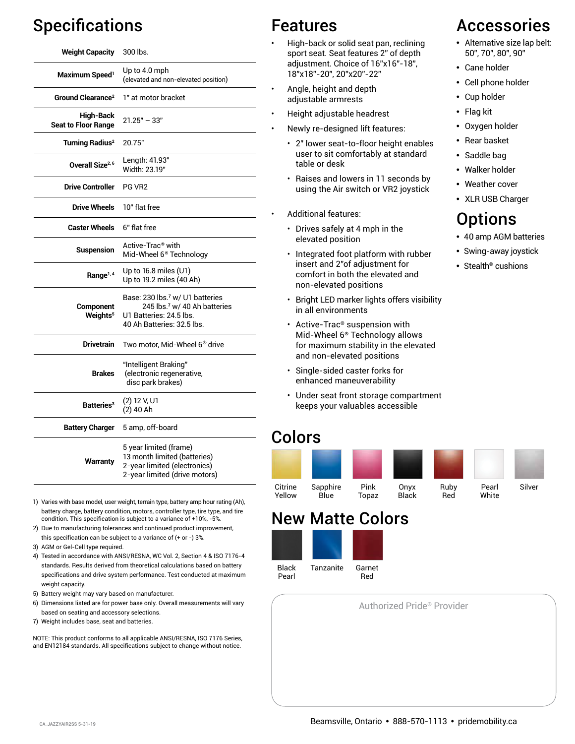## Specifications

| | |
|---|---|
| **Weight Capacity** | 300 lbs. |
| **Maximum Speed**[1] | Up to 4.0 mph (elevated and non-elevated position) |
| **Ground Clearance**[2] | 1" at motor bracket |
| **High-Back Seat to Floor Range** | 21.25" – 33" |
| **Turning Radius**[2] | 20.75" |
| **Overall Size**[2, 6] | Length: 41.93"<br>Width: 23.19" |
| **Drive Controller** | PG VR2 |
| **Drive Wheels** | 10" flat free |
| **Caster Wheels** | 6" flat free |
| **Suspension** | Active-Trac® with Mid-Wheel 6® Technology |
| **Range**[1, 4] | Up to 16.8 miles (U1)<br>Up to 19.2 miles (40 Ah) |
| **Component Weights**[5] | Base: 230 lbs.[7] w/ U1 batteries<br>245 lbs.[7] w/ 40 Ah batteries<br>U1 Batteries: 24.5 lbs.<br>40 Ah Batteries: 32.5 lbs. |
| **Drivetrain** | Two motor, Mid-Wheel 6® drive |
| **Brakes** | "Intelligent Braking" (electronic regenerative, disc park brakes) |
| **Batteries**[3] | (2) 12 V, U1<br>(2) 40 Ah |
| **Battery Charger** | 5 amp, off-board |
| **Warranty** | 5 year limited (frame)<br>13 month limited (batteries)<br>2-year limited (electronics)<br>2-year limited (drive motors) |

1) Varies with base model, user weight, terrain type, battery amp hour rating (Ah), battery charge, battery condition, motors, controller type, tire type, and tire condition. This specification is subject to a variance of +10%, -5%.
2) Due to manufacturing tolerances and continued product improvement, this specification can be subject to a variance of (+ or -) 3%.
3) AGM or Gel-Cell type required.
4) Tested in accordance with ANSI/RESNA, WC Vol. 2, Section 4 & ISO 7176-4 standards. Results derived from theoretical calculations based on battery specifications and drive system performance. Test conducted at maximum weight capacity.
5) Battery weight may vary based on manufacturer.
6) Dimensions listed are for power base only. Overall measurements will vary based on seating and accessory selections.
7) Weight includes base, seat and batteries.

NOTE: This product conforms to all applicable ANSI/RESNA, ISO 7176 Series, and EN12184 standards. All specifications subject to change without notice.

## Features

- High-back or solid seat pan, reclining sport seat. Seat features 2" of depth adjustment. Choice of 16"x16"-18", 18"x18"-20", 20"x20"-22"
- Angle, height and depth adjustable armrests
- Height adjustable headrest
- Newly re-designed lift features:
  - 2" lower seat-to-floor height enables user to sit comfortably at standard table or desk
  - Raises and lowers in 11 seconds by using the Air switch or VR2 joystick
- Additional features:
  - Drives safely at 4 mph in the elevated position
  - Integrated foot platform with rubber insert and 2"of adjustment for comfort in both the elevated and non-elevated positions
  - Bright LED marker lights offers visibility in all environments
  - Active-Trac® suspension with Mid-Wheel 6® Technology allows for maximum stability in the elevated and non-elevated positions
  - Single-sided caster forks for enhanced maneuverability
  - Under seat front storage compartment keeps your valuables accessible

## Accessories

- Alternative size lap belt: 50", 70", 80", 90"
- Cane holder
- Cell phone holder
- Cup holder
- Flag kit
- Oxygen holder
- Rear basket
- Saddle bag
- Walker holder
- Weather cover
- XLR USB Charger

## Options

- 40 amp AGM batteries
- Swing-away joystick
- Stealth® cushions

## Colors

Citrine Yellow
Sapphire Blue
Pink Topaz
Onyx Black
Ruby Red
Pearl White
Silver

## New Matte Colors

Black Pearl
Tanzanite
Garnet Red

Authorized Pride® Provider

CA_JAZZYAIR2SS 5-31-19

Beamsville, Ontario • 888-570-1113 • pridemobility.ca